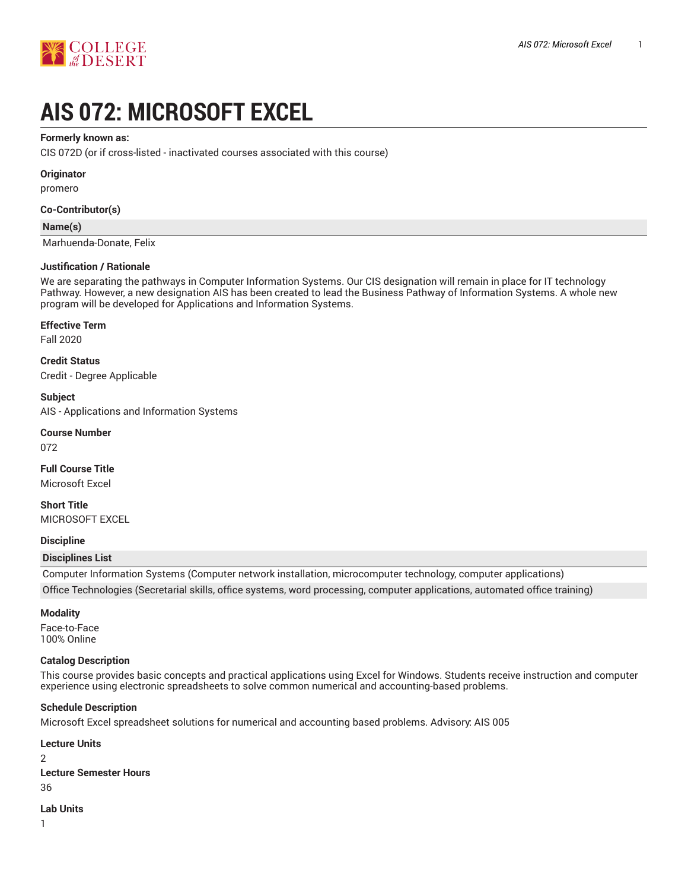# AIS 072: MICROSOFT EXCEL

**Formerly known as:**

CIS 072D (or if cross-listed - inactivated courses associated with this course)

**Originator**

promero

**Co-Contributor(s)**

| Name(s) |
| --- |
| Marhuenda-Donate, Felix |

**Justification / Rationale**

We are separating the pathways in Computer Information Systems. Our CIS designation will remain in place for IT technology Pathway. However, a new designation AIS has been created to lead the Business Pathway of Information Systems. A whole new program will be developed for Applications and Information Systems.

**Effective Term**

Fall 2020

**Credit Status**

Credit - Degree Applicable

**Subject**

AIS - Applications and Information Systems

**Course Number**

072

**Full Course Title**

Microsoft Excel

**Short Title**

MICROSOFT EXCEL

**Discipline**

| Disciplines List |
| --- |
| Computer Information Systems (Computer network installation, microcomputer technology, computer applications) |
| Office Technologies (Secretarial skills, office systems, word processing, computer applications, automated office training) |

**Modality**

Face-to-Face
100% Online

**Catalog Description**

This course provides basic concepts and practical applications using Excel for Windows. Students receive instruction and computer experience using electronic spreadsheets to solve common numerical and accounting-based problems.

**Schedule Description**

Microsoft Excel spreadsheet solutions for numerical and accounting based problems. Advisory: AIS 005

**Lecture Units**

2

**Lecture Semester Hours**

36

**Lab Units**

1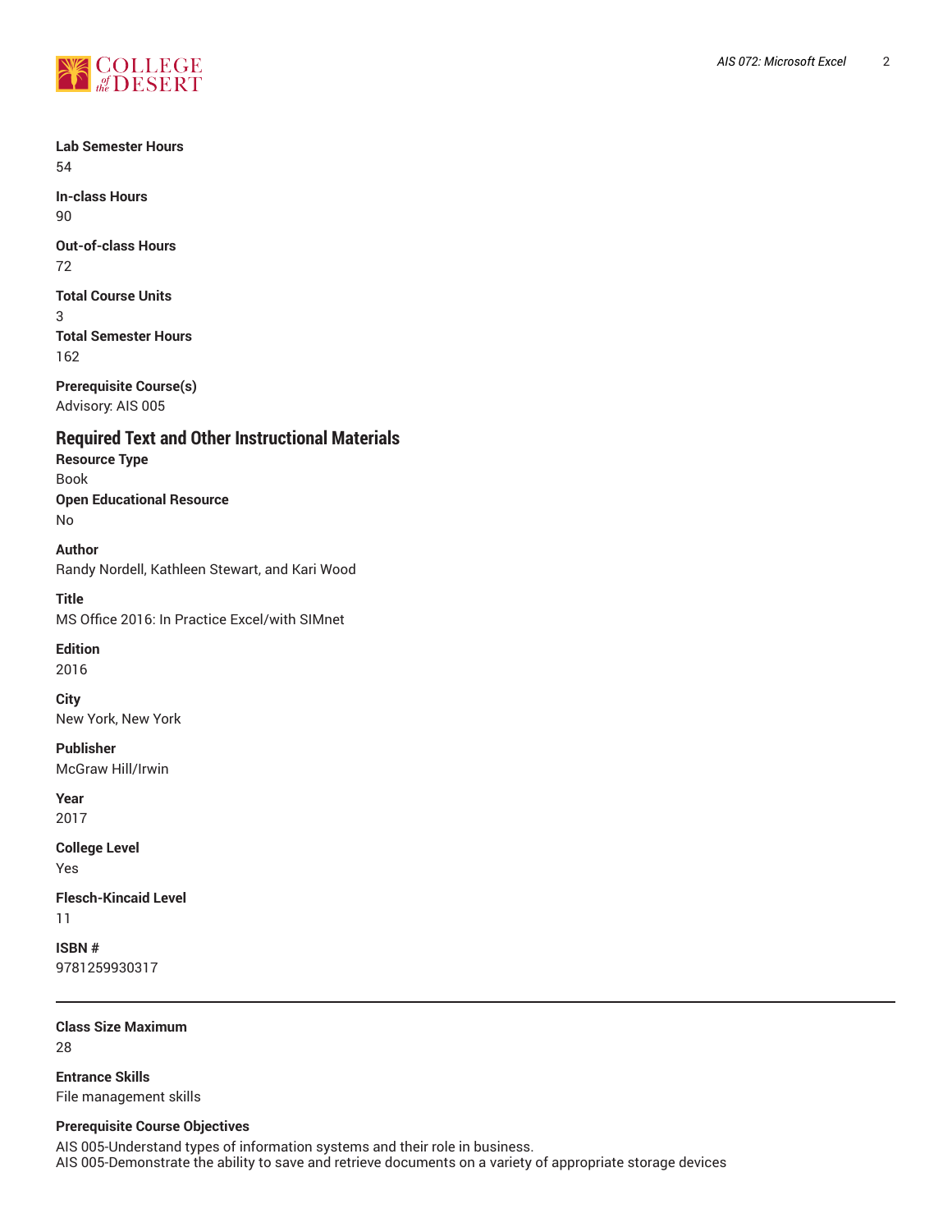**Lab Semester Hours**
54

**In-class Hours**
90

**Out-of-class Hours**
72

**Total Course Units**
3

**Total Semester Hours**
162

**Prerequisite Course(s)**
Advisory: AIS 005

## Required Text and Other Instructional Materials

**Resource Type**
Book

**Open Educational Resource**
No

**Author**
Randy Nordell, Kathleen Stewart, and Kari Wood

**Title**
MS Office 2016: In Practice Excel/with SIMnet

**Edition**
2016

**City**
New York, New York

**Publisher**
McGraw Hill/Irwin

**Year**
2017

**College Level**
Yes

**Flesch-Kincaid Level**
11

**ISBN #**
9781259930317

---

**Class Size Maximum**
28

**Entrance Skills**
File management skills

**Prerequisite Course Objectives**
AIS 005-Understand types of information systems and their role in business.
AIS 005-Demonstrate the ability to save and retrieve documents on a variety of appropriate storage devices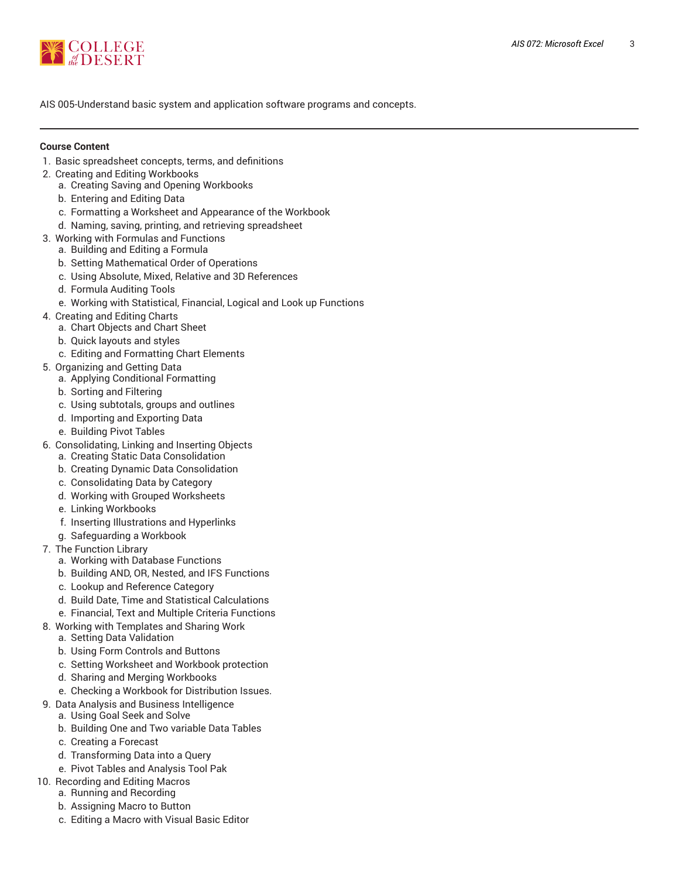AIS 005-Understand basic system and application software programs and concepts.

---

**Course Content**

1. Basic spreadsheet concepts, terms, and definitions
2. Creating and Editing Workbooks
   a. Creating Saving and Opening Workbooks
   b. Entering and Editing Data
   c. Formatting a Worksheet and Appearance of the Workbook
   d. Naming, saving, printing, and retrieving spreadsheet
3. Working with Formulas and Functions
   a. Building and Editing a Formula
   b. Setting Mathematical Order of Operations
   c. Using Absolute, Mixed, Relative and 3D References
   d. Formula Auditing Tools
   e. Working with Statistical, Financial, Logical and Look up Functions
4. Creating and Editing Charts
   a. Chart Objects and Chart Sheet
   b. Quick layouts and styles
   c. Editing and Formatting Chart Elements
5. Organizing and Getting Data
   a. Applying Conditional Formatting
   b. Sorting and Filtering
   c. Using subtotals, groups and outlines
   d. Importing and Exporting Data
   e. Building Pivot Tables
6. Consolidating, Linking and Inserting Objects
   a. Creating Static Data Consolidation
   b. Creating Dynamic Data Consolidation
   c. Consolidating Data by Category
   d. Working with Grouped Worksheets
   e. Linking Workbooks
   f. Inserting Illustrations and Hyperlinks
   g. Safeguarding a Workbook
7. The Function Library
   a. Working with Database Functions
   b. Building AND, OR, Nested, and IFS Functions
   c. Lookup and Reference Category
   d. Build Date, Time and Statistical Calculations
   e. Financial, Text and Multiple Criteria Functions
8. Working with Templates and Sharing Work
   a. Setting Data Validation
   b. Using Form Controls and Buttons
   c. Setting Worksheet and Workbook protection
   d. Sharing and Merging Workbooks
   e. Checking a Workbook for Distribution Issues.
9. Data Analysis and Business Intelligence
   a. Using Goal Seek and Solve
   b. Building One and Two variable Data Tables
   c. Creating a Forecast
   d. Transforming Data into a Query
   e. Pivot Tables and Analysis Tool Pak
10. Recording and Editing Macros
    a. Running and Recording
    b. Assigning Macro to Button
    c. Editing a Macro with Visual Basic Editor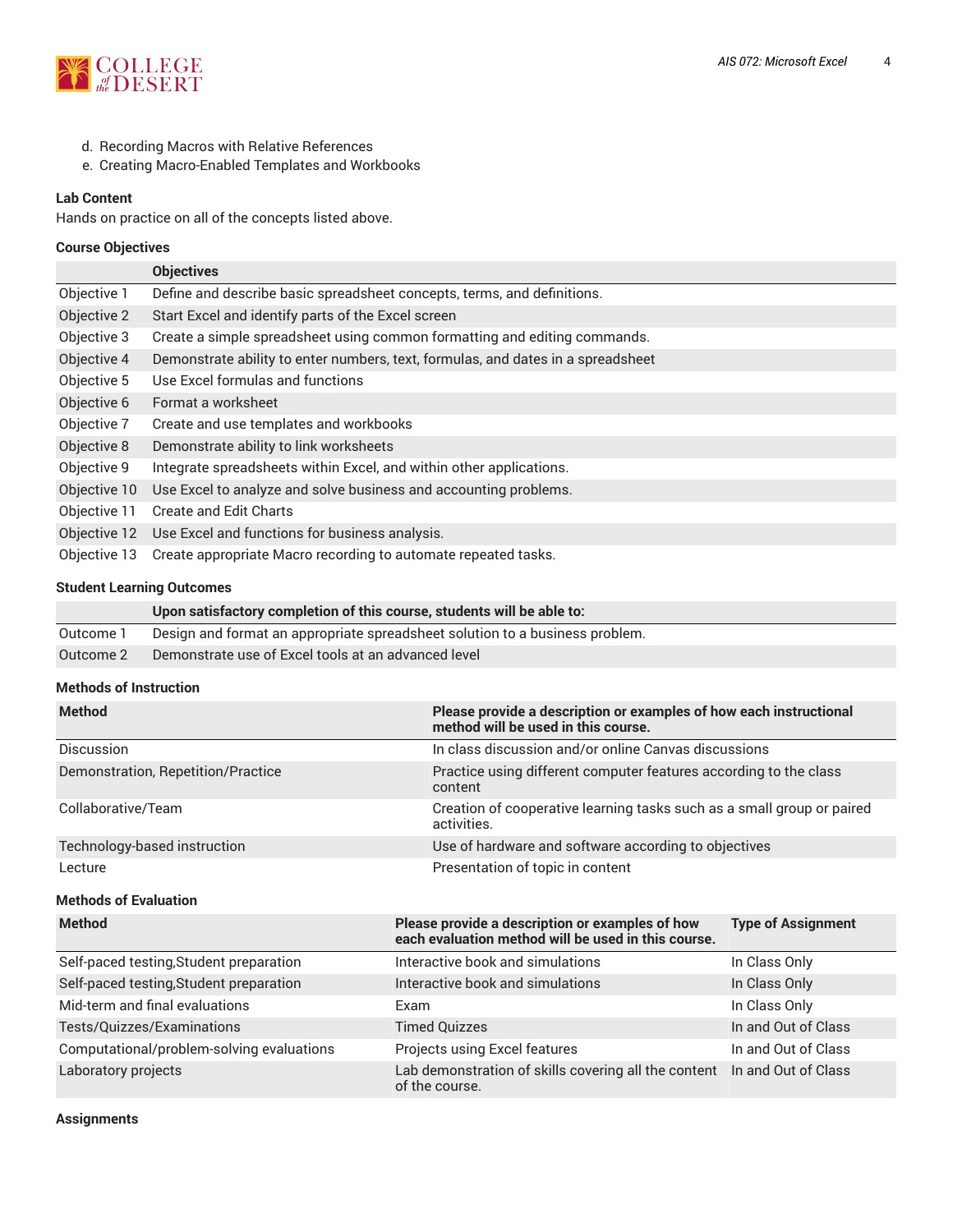d. Recording Macros with Relative References
e. Creating Macro-Enabled Templates and Workbooks

**Lab Content**

Hands on practice on all of the concepts listed above.

**Course Objectives**

| | Objectives |
|---|---|
| Objective 1 | Define and describe basic spreadsheet concepts, terms, and definitions. |
| Objective 2 | Start Excel and identify parts of the Excel screen |
| Objective 3 | Create a simple spreadsheet using common formatting and editing commands. |
| Objective 4 | Demonstrate ability to enter numbers, text, formulas, and dates in a spreadsheet |
| Objective 5 | Use Excel formulas and functions |
| Objective 6 | Format a worksheet |
| Objective 7 | Create and use templates and workbooks |
| Objective 8 | Demonstrate ability to link worksheets |
| Objective 9 | Integrate spreadsheets within Excel, and within other applications. |
| Objective 10 | Use Excel to analyze and solve business and accounting problems. |
| Objective 11 | Create and Edit Charts |
| Objective 12 | Use Excel and functions for business analysis. |
| Objective 13 | Create appropriate Macro recording to automate repeated tasks. |

**Student Learning Outcomes**

| | Upon satisfactory completion of this course, students will be able to: |
|---|---|
| Outcome 1 | Design and format an appropriate spreadsheet solution to a business problem. |
| Outcome 2 | Demonstrate use of Excel tools at an advanced level |

**Methods of Instruction**

| Method | Please provide a description or examples of how each instructional method will be used in this course. |
|---|---|
| Discussion | In class discussion and/or online Canvas discussions |
| Demonstration, Repetition/Practice | Practice using different computer features according to the class content |
| Collaborative/Team | Creation of cooperative learning tasks such as a small group or paired activities. |
| Technology-based instruction | Use of hardware and software according to objectives |
| Lecture | Presentation of topic in content |

**Methods of Evaluation**

| Method | Please provide a description or examples of how each evaluation method will be used in this course. | Type of Assignment |
|---|---|---|
| Self-paced testing,Student preparation | Interactive book and simulations | In Class Only |
| Self-paced testing,Student preparation | Interactive book and simulations | In Class Only |
| Mid-term and final evaluations | Exam | In Class Only |
| Tests/Quizzes/Examinations | Timed Quizzes | In and Out of Class |
| Computational/problem-solving evaluations | Projects using Excel features | In and Out of Class |
| Laboratory projects | Lab demonstration of skills covering all the content of the course. | In and Out of Class |

**Assignments**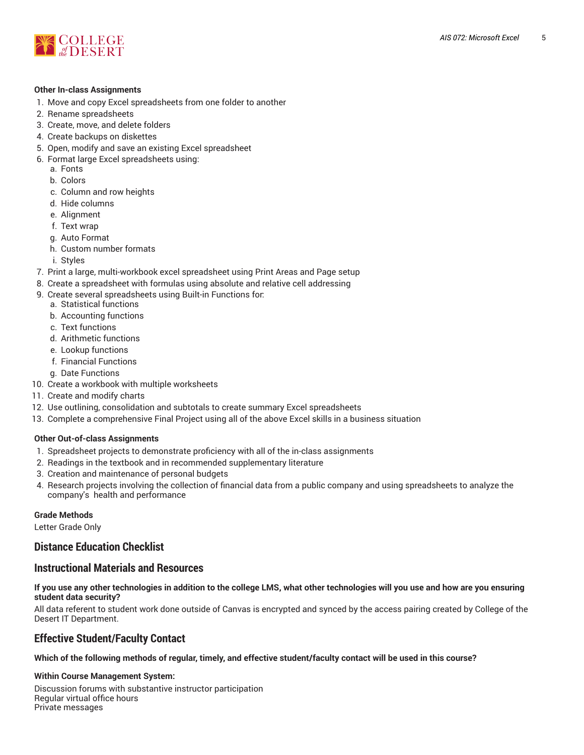#### Other In-class Assignments

1. Move and copy Excel spreadsheets from one folder to another
2. Rename spreadsheets
3. Create, move, and delete folders
4. Create backups on diskettes
5. Open, modify and save an existing Excel spreadsheet
6. Format large Excel spreadsheets using:
    a. Fonts
    b. Colors
    c. Column and row heights
    d. Hide columns
    e. Alignment
    f. Text wrap
    g. Auto Format
    h. Custom number formats
    i. Styles
7. Print a large, multi-workbook excel spreadsheet using Print Areas and Page setup
8. Create a spreadsheet with formulas using absolute and relative cell addressing
9. Create several spreadsheets using Built-in Functions for:
    a. Statistical functions
    b. Accounting functions
    c. Text functions
    d. Arithmetic functions
    e. Lookup functions
    f. Financial Functions
    g. Date Functions
10. Create a workbook with multiple worksheets
11. Create and modify charts
12. Use outlining, consolidation and subtotals to create summary Excel spreadsheets
13. Complete a comprehensive Final Project using all of the above Excel skills in a business situation

#### Other Out-of-class Assignments

1. Spreadsheet projects to demonstrate proficiency with all of the in-class assignments
2. Readings in the textbook and in recommended supplementary literature
3. Creation and maintenance of personal budgets
4. Research projects involving the collection of financial data from a public company and using spreadsheets to analyze the company's health and performance

#### Grade Methods

Letter Grade Only

## Distance Education Checklist

## Instructional Materials and Resources

#### If you use any other technologies in addition to the college LMS, what other technologies will you use and how are you ensuring student data security?

All data referent to student work done outside of Canvas is encrypted and synced by the access pairing created by College of the Desert IT Department.

## Effective Student/Faculty Contact

#### Which of the following methods of regular, timely, and effective student/faculty contact will be used in this course?

#### Within Course Management System:

Discussion forums with substantive instructor participation
Regular virtual office hours
Private messages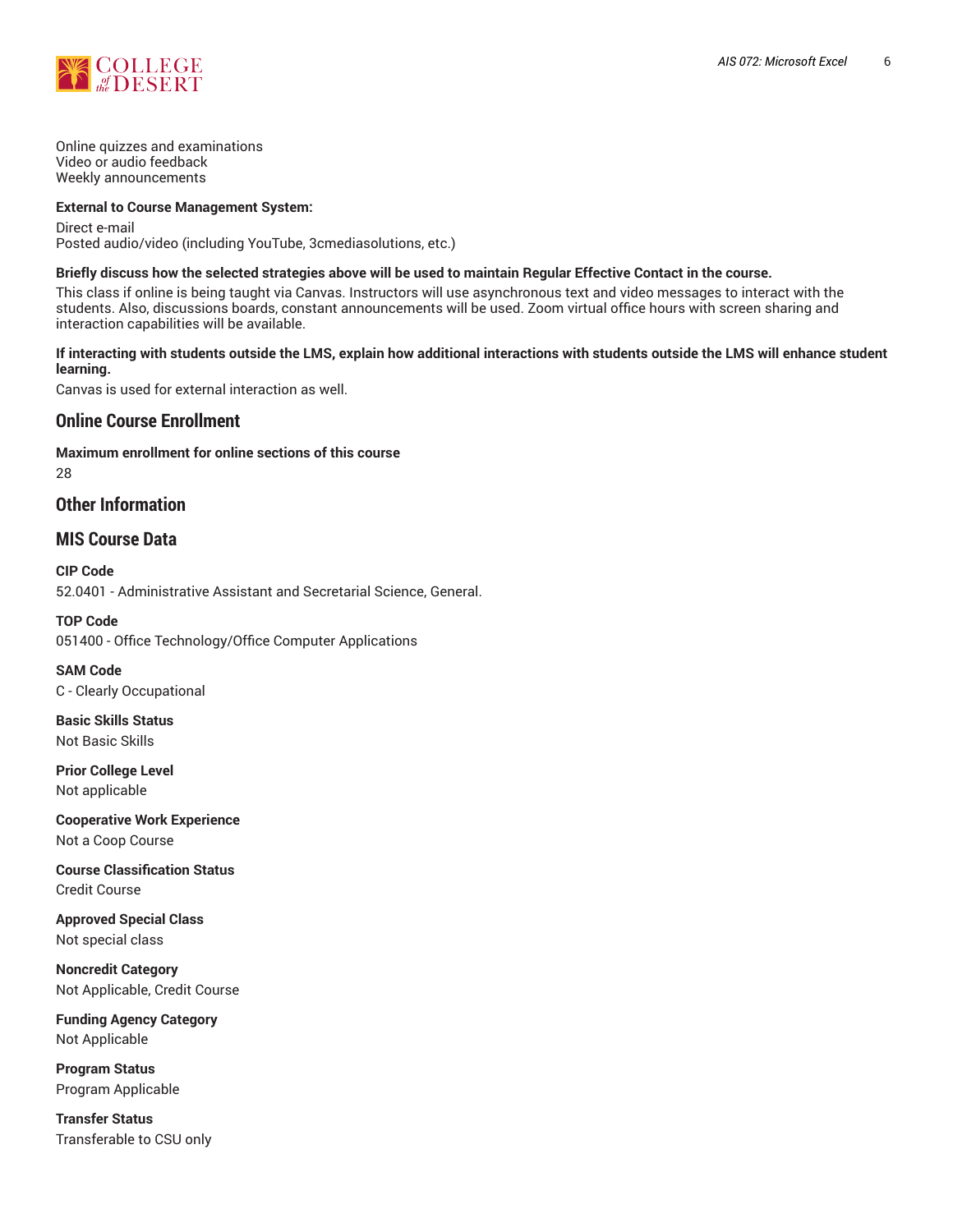Online quizzes and examinations
Video or audio feedback
Weekly announcements

**External to Course Management System:**

Direct e-mail
Posted audio/video (including YouTube, 3cmediasolutions, etc.)

**Briefly discuss how the selected strategies above will be used to maintain Regular Effective Contact in the course.**

This class if online is being taught via Canvas. Instructors will use asynchronous text and video messages to interact with the students. Also, discussions boards, constant announcements will be used. Zoom virtual office hours with screen sharing and interaction capabilities will be available.

**If interacting with students outside the LMS, explain how additional interactions with students outside the LMS will enhance student learning.**

Canvas is used for external interaction as well.

## Online Course Enrollment

**Maximum enrollment for online sections of this course**

28

## Other Information

## MIS Course Data

**CIP Code**

52.0401 - Administrative Assistant and Secretarial Science, General.

**TOP Code**

051400 - Office Technology/Office Computer Applications

**SAM Code**

C - Clearly Occupational

**Basic Skills Status**

Not Basic Skills

**Prior College Level**

Not applicable

**Cooperative Work Experience**

Not a Coop Course

**Course Classification Status**

Credit Course

**Approved Special Class**

Not special class

**Noncredit Category**

Not Applicable, Credit Course

**Funding Agency Category**

Not Applicable

**Program Status**

Program Applicable

**Transfer Status**

Transferable to CSU only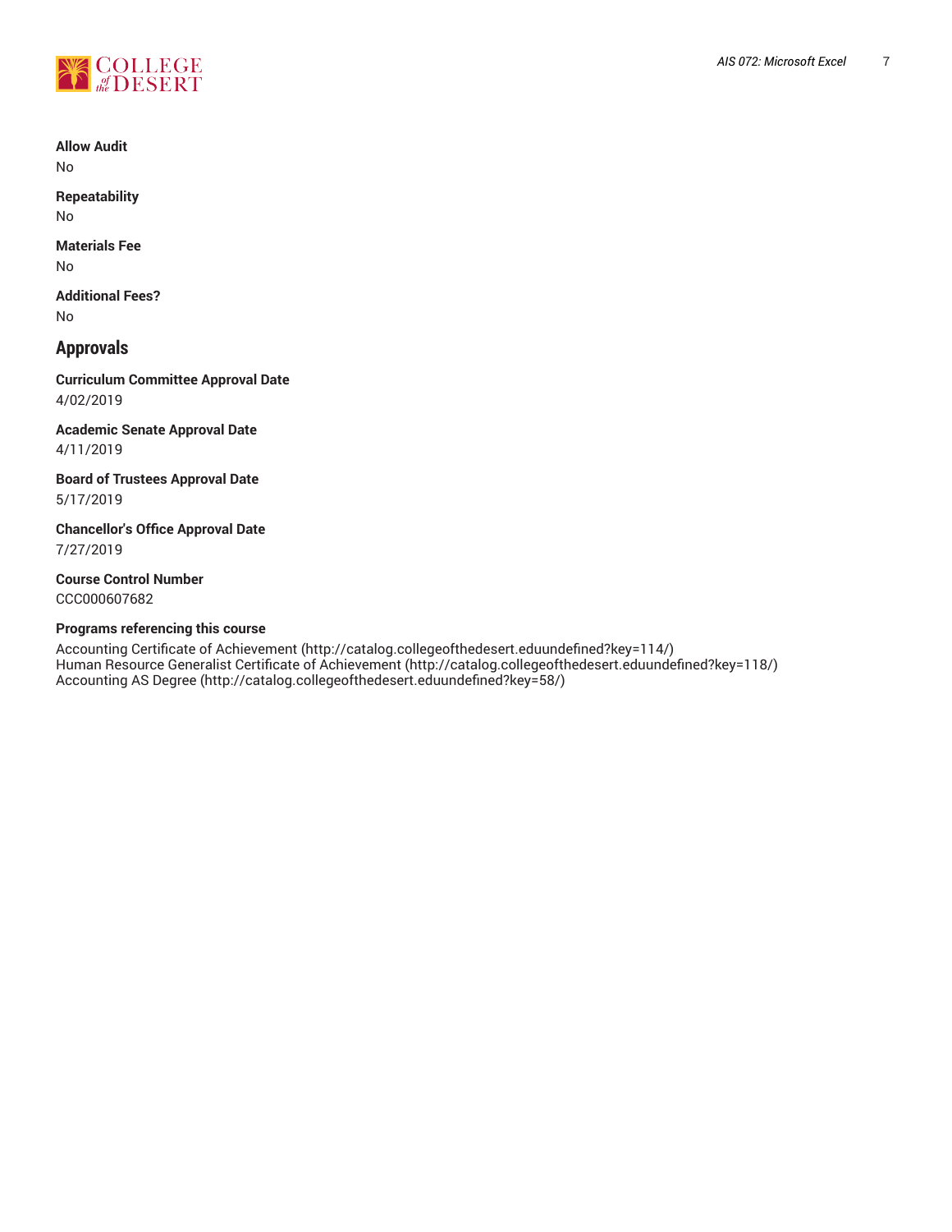**Allow Audit**
No

**Repeatability**
No

**Materials Fee**
No

**Additional Fees?**
No

## Approvals

**Curriculum Committee Approval Date**
4/02/2019

**Academic Senate Approval Date**
4/11/2019

**Board of Trustees Approval Date**
5/17/2019

**Chancellor's Office Approval Date**
7/27/2019

**Course Control Number**
CCC000607682

**Programs referencing this course**
Accounting Certificate of Achievement (http://catalog.collegeofthedesert.eduundefined?key=114/)
Human Resource Generalist Certificate of Achievement (http://catalog.collegeofthedesert.eduundefined?key=118/)
Accounting AS Degree (http://catalog.collegeofthedesert.eduundefined?key=58/)